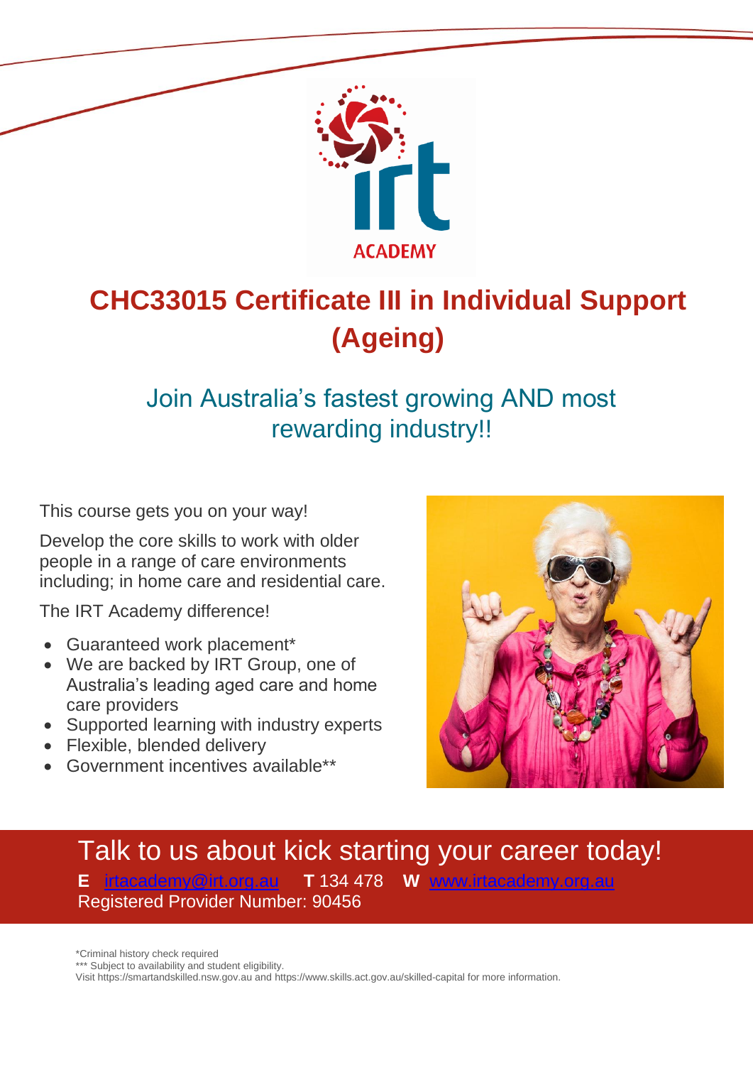# CHC33015 Certificate III in Individual Support (Ageing)

## Join Australia's fastest growing AND most rewarding industry!!

This course gets you on your way!

Develop the core skills to work with older people in a range of care environments including; in home care and residential care.

The IRT Academy difference!

- Guaranteed work placement*
- We are backed by IRT Group, one of Australia's leading aged care and home care providers
- Supported learning with industry experts
- Flexible, blended delivery
- Government incentives available**

## Talk to us about kick starting your career today!

**E** irtacademy@irt.org.au **T** 134 478 **W** www.irtacademy.org.au

Registered Provider Number: 90456

*Criminal history check required

*** Subject to availability and student eligibility.

Visit https://smartandskilled.nsw.gov.au and https://www.skills.act.gov.au/skilled-capital for more information.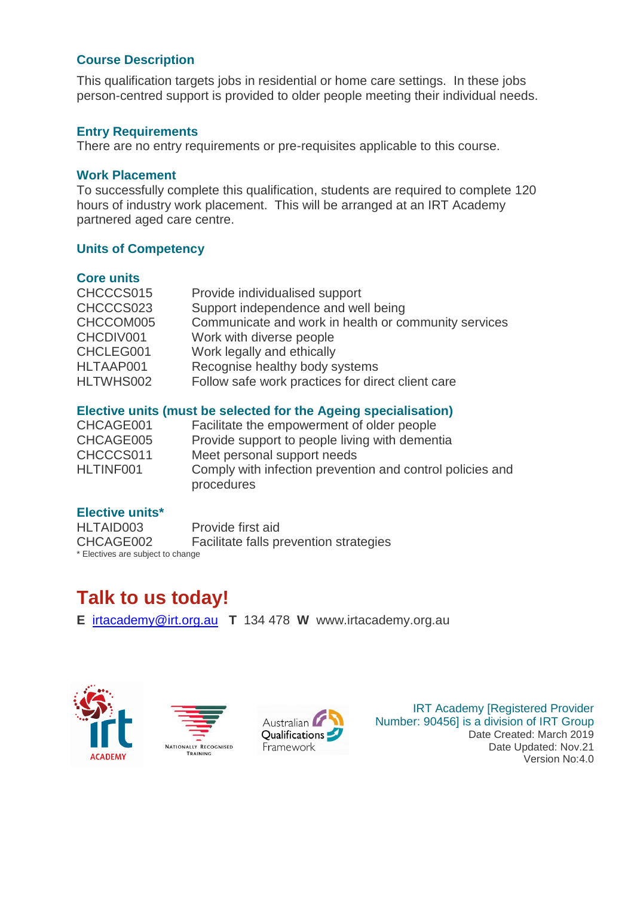## Course Description

This qualification targets jobs in residential or home care settings. In these jobs person-centred support is provided to older people meeting their individual needs.

## Entry Requirements

There are no entry requirements or pre-requisites applicable to this course.

## Work Placement

To successfully complete this qualification, students are required to complete 120 hours of industry work placement. This will be arranged at an IRT Academy partnered aged care centre.

## Units of Competency

### Core units

| | |
|---|---|
| CHCCCS015 | Provide individualised support |
| CHCCCS023 | Support independence and well being |
| CHCCOM005 | Communicate and work in health or community services |
| CHCDIV001 | Work with diverse people |
| CHCLEG001 | Work legally and ethically |
| HLTAAP001 | Recognise healthy body systems |
| HLTWHS002 | Follow safe work practices for direct client care |

### Elective units (must be selected for the Ageing specialisation)

| | |
|---|---|
| CHCAGE001 | Facilitate the empowerment of older people |
| CHCAGE005 | Provide support to people living with dementia |
| CHCCCS011 | Meet personal support needs |
| HLTINF001 | Comply with infection prevention and control policies and procedures |

### Elective units*

| | |
|---|---|
| HLTAID003 | Provide first aid |
| CHCAGE002 | Facilitate falls prevention strategies |

* Electives are subject to change

# Talk to us today!

**E** irtacademy@irt.org.au **T** 134 478 **W** www.irtacademy.org.au

IRT Academy [Registered Provider Number: 90456] is a division of IRT Group
Date Created: March 2019
Date Updated: Nov.21
Version No:4.0